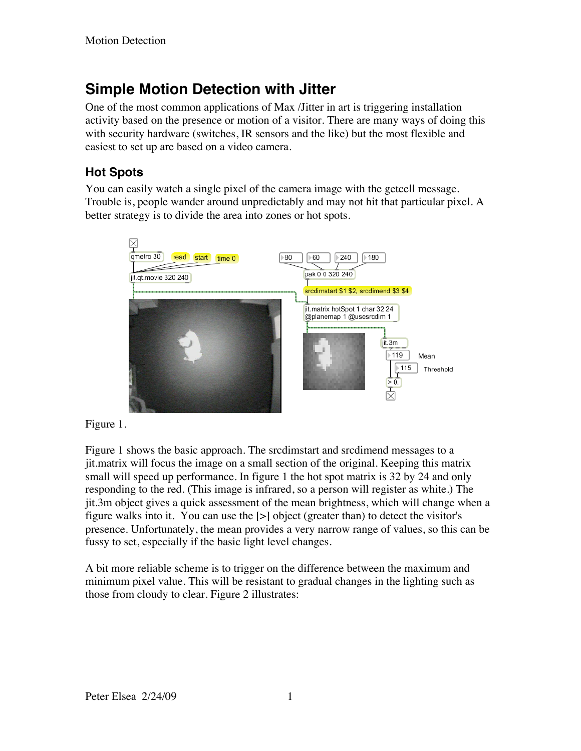# Simple Motion Detection with Jitter

One of the most common applications of Max /Jitter in art is triggering installation activity based on the presence or motion of a visitor. There are many ways of doing this with security hardware (switches, IR sensors and the like) but the most flexible and easiest to set up are based on a video camera.

## Hot Spots

You can easily watch a single pixel of the camera image with the getcell message. Trouble is, people wander around unpredictably and may not hit that particular pixel. A better strategy is to divide the area into zones or hot spots.

Figure 1.

Figure 1 shows the basic approach. The srcdimstart and srcdimend messages to a jit.matrix will focus the image on a small section of the original. Keeping this matrix small will speed up performance. In figure 1 the hot spot matrix is 32 by 24 and only responding to the red. (This image is infrared, so a person will register as white.) The jit.3m object gives a quick assessment of the mean brightness, which will change when a figure walks into it. You can use the [>] object (greater than) to detect the visitor's presence. Unfortunately, the mean provides a very narrow range of values, so this can be fussy to set, especially if the basic light level changes.

A bit more reliable scheme is to trigger on the difference between the maximum and minimum pixel value. This will be resistant to gradual changes in the lighting such as those from cloudy to clear. Figure 2 illustrates: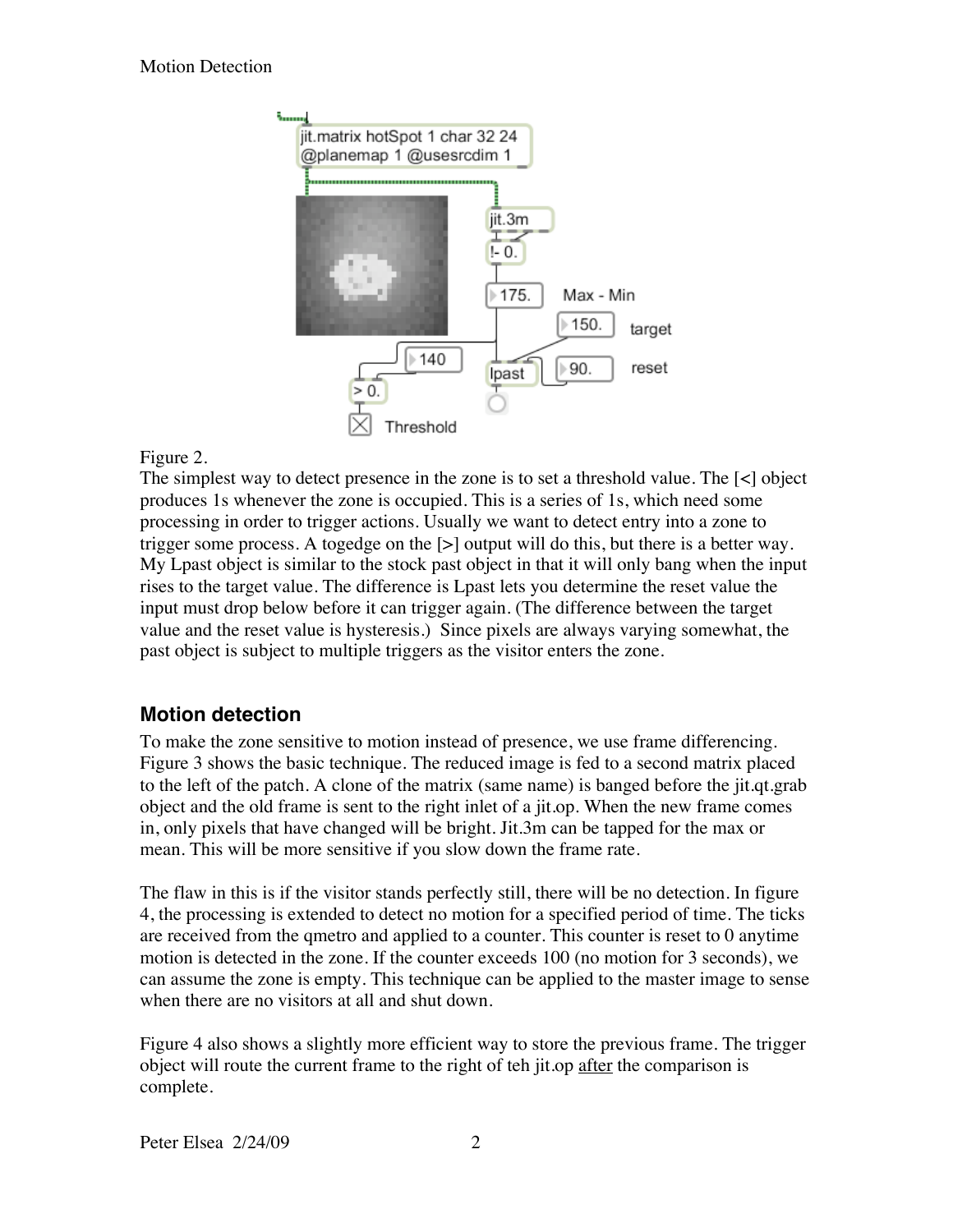Figure 2.

The simplest way to detect presence in the zone is to set a threshold value. The [<] object produces 1s whenever the zone is occupied. This is a series of 1s, which need some processing in order to trigger actions. Usually we want to detect entry into a zone to trigger some process. A togedge on the [>] output will do this, but there is a better way. My Lpast object is similar to the stock past object in that it will only bang when the input rises to the target value. The difference is Lpast lets you determine the reset value the input must drop below before it can trigger again. (The difference between the target value and the reset value is hysteresis.) Since pixels are always varying somewhat, the past object is subject to multiple triggers as the visitor enters the zone.

## Motion detection

To make the zone sensitive to motion instead of presence, we use frame differencing. Figure 3 shows the basic technique. The reduced image is fed to a second matrix placed to the left of the patch. A clone of the matrix (same name) is banged before the jit.qt.grab object and the old frame is sent to the right inlet of a jit.op. When the new frame comes in, only pixels that have changed will be bright. Jit.3m can be tapped for the max or mean. This will be more sensitive if you slow down the frame rate.

The flaw in this is if the visitor stands perfectly still, there will be no detection. In figure 4, the processing is extended to detect no motion for a specified period of time. The ticks are received from the qmetro and applied to a counter. This counter is reset to 0 anytime motion is detected in the zone. If the counter exceeds 100 (no motion for 3 seconds), we can assume the zone is empty. This technique can be applied to the master image to sense when there are no visitors at all and shut down.

Figure 4 also shows a slightly more efficient way to store the previous frame. The trigger object will route the current frame to the right of teh jit.op after the comparison is complete.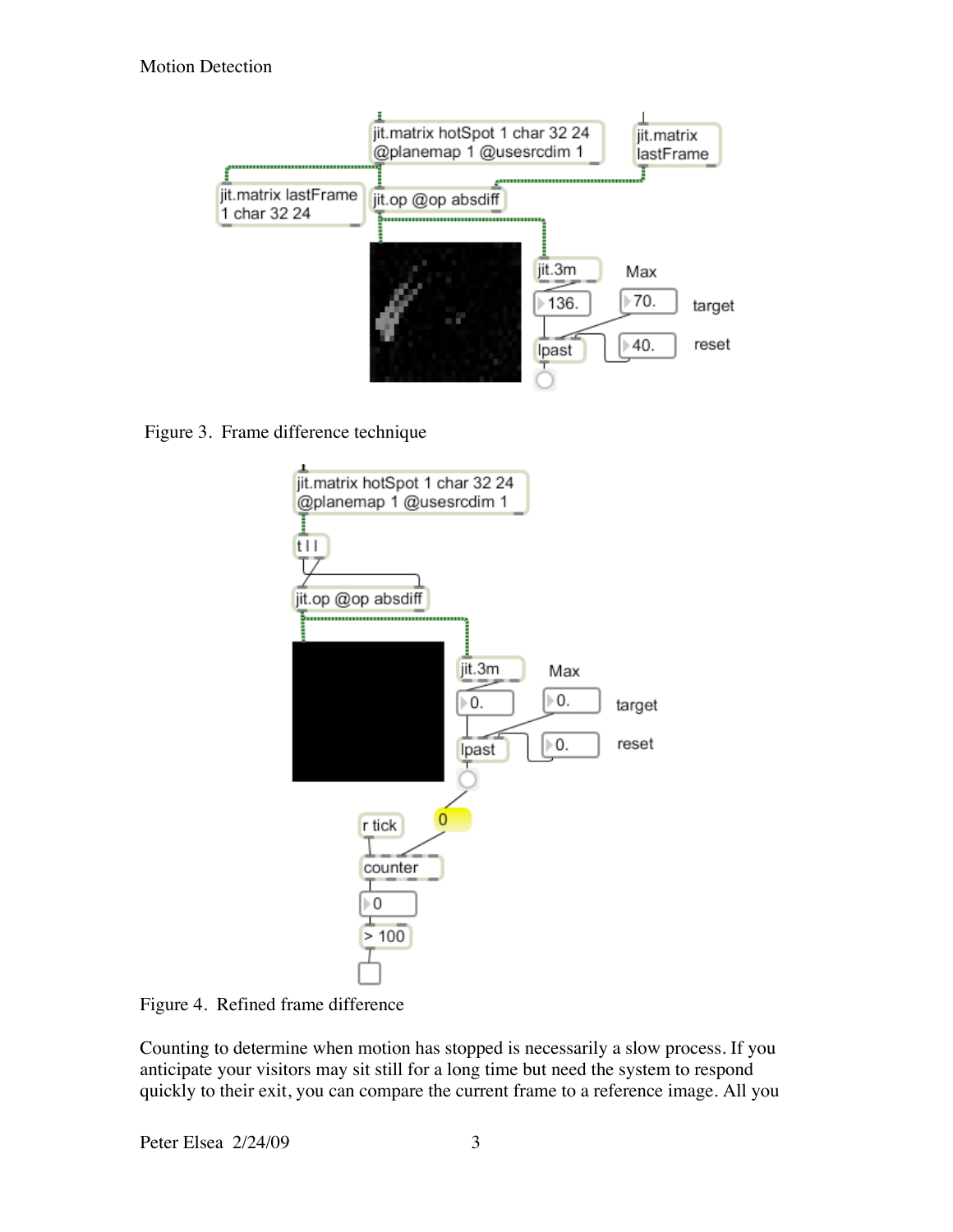Figure 3. Frame difference technique

Figure 4. Refined frame difference

Counting to determine when motion has stopped is necessarily a slow process. If you anticipate your visitors may sit still for a long time but need the system to respond quickly to their exit, you can compare the current frame to a reference image. All you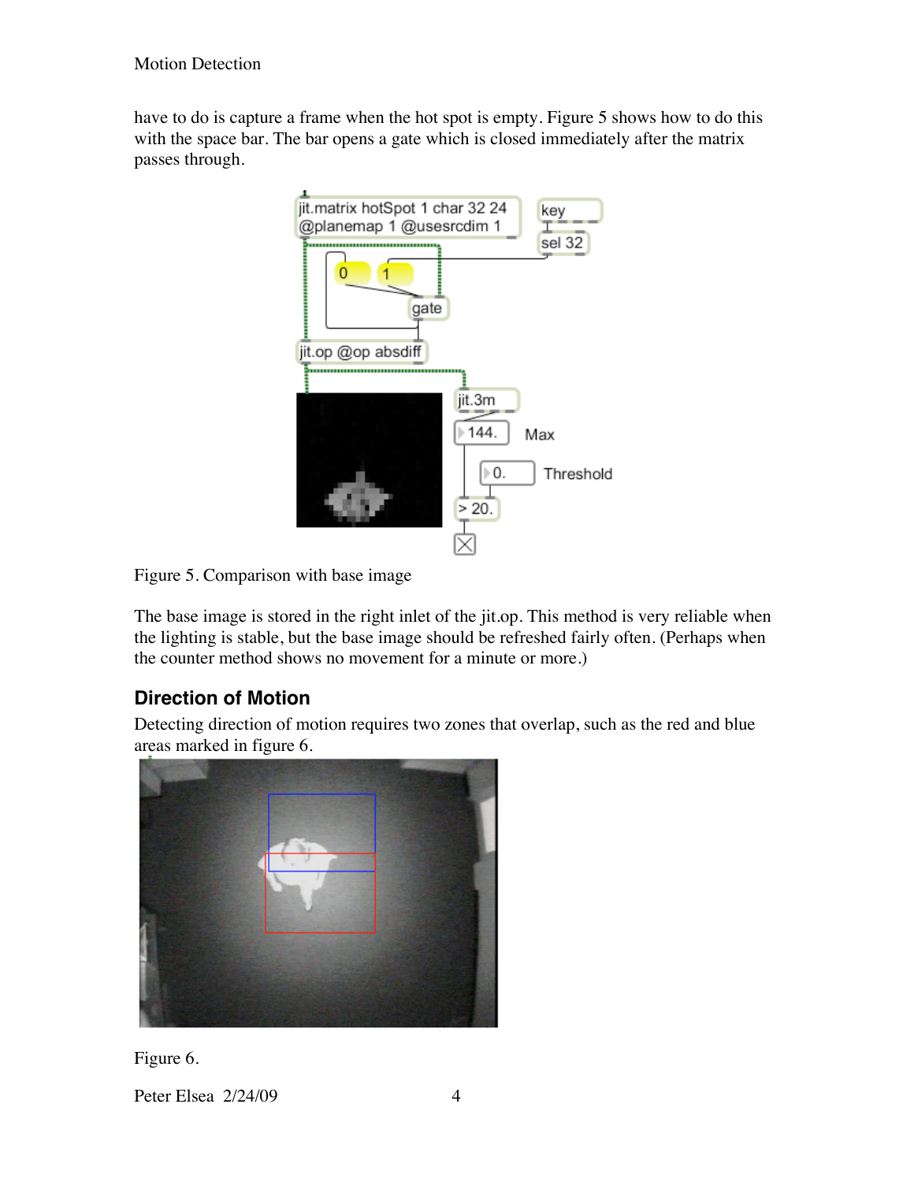have to do is capture a frame when the hot spot is empty. Figure 5 shows how to do this with the space bar. The bar opens a gate which is closed immediately after the matrix passes through.

Figure 5. Comparison with base image

The base image is stored in the right inlet of the jit.op. This method is very reliable when the lighting is stable, but the base image should be refreshed fairly often. (Perhaps when the counter method shows no movement for a minute or more.)

## Direction of Motion

Detecting direction of motion requires two zones that overlap, such as the red and blue areas marked in figure 6.

Figure 6.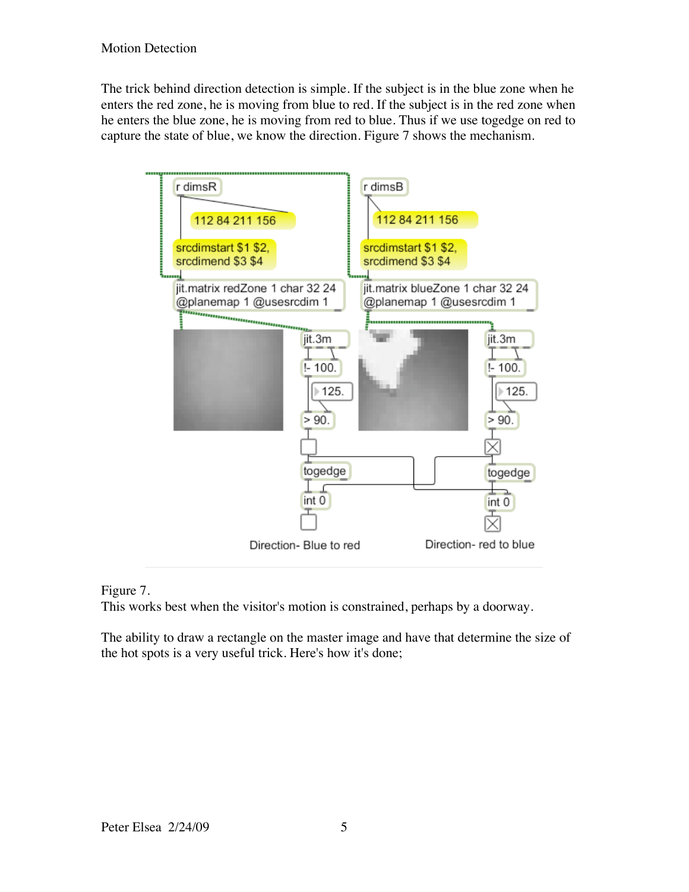The trick behind direction detection is simple. If the subject is in the blue zone when he enters the red zone, he is moving from blue to red. If the subject is in the red zone when he enters the blue zone, he is moving from red to blue. Thus if we use togedge on red to capture the state of blue, we know the direction. Figure 7 shows the mechanism.

Figure 7.
This works best when the visitor's motion is constrained, perhaps by a doorway.

The ability to draw a rectangle on the master image and have that determine the size of the hot spots is a very useful trick. Here's how it's done;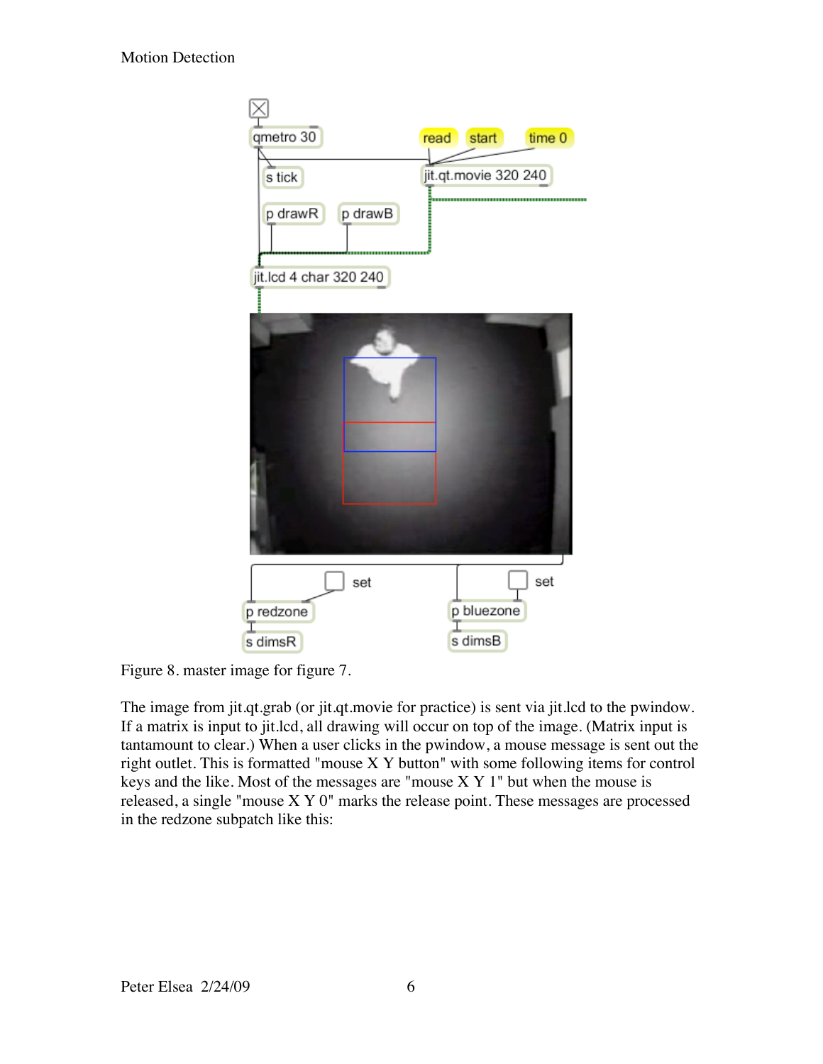Figure 8. master image for figure 7.

The image from jit.qt.grab (or jit.qt.movie for practice) is sent via jit.lcd to the pwindow. If a matrix is input to jit.lcd, all drawing will occur on top of the image. (Matrix input is tantamount to clear.) When a user clicks in the pwindow, a mouse message is sent out the right outlet. This is formatted "mouse X Y button" with some following items for control keys and the like. Most of the messages are "mouse X Y 1" but when the mouse is released, a single "mouse X Y 0" marks the release point. These messages are processed in the redzone subpatch like this: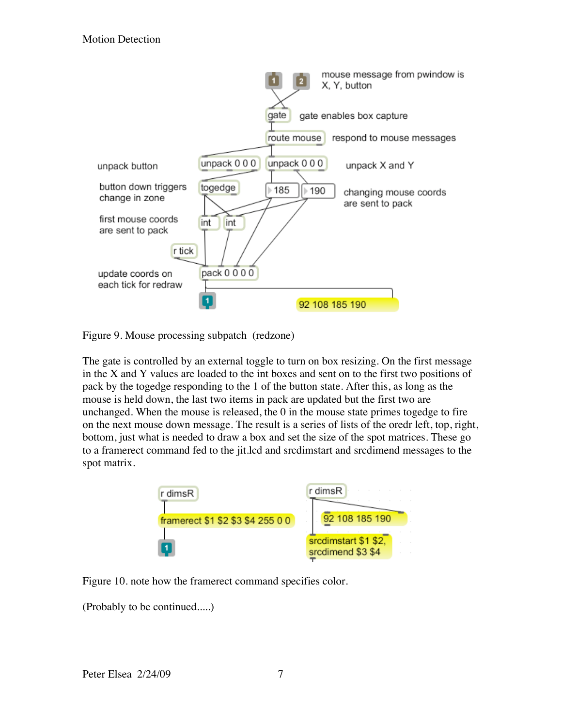mouse message from pwindow is X, Y, button

gate enables box capture

respond to mouse messages

unpack button

unpack X and Y

button down triggers change in zone

changing mouse coords are sent to pack

first mouse coords are sent to pack

update coords on each tick for redraw

Figure 9. Mouse processing subpatch (redzone)

The gate is controlled by an external toggle to turn on box resizing. On the first message in the X and Y values are loaded to the int boxes and sent on to the first two positions of pack by the togedge responding to the 1 of the button state. After this, as long as the mouse is held down, the last two items in pack are updated but the first two are unchanged. When the mouse is released, the 0 in the mouse state primes togedge to fire on the next mouse down message. The result is a series of lists of the oredr left, top, right, bottom, just what is needed to draw a box and set the size of the spot matrices. These go to a framerect command fed to the jit.lcd and srcdimstart and srcdimend messages to the spot matrix.

Figure 10. note how the framerect command specifies color.

(Probably to be continued.....)

Peter Elsea 2/24/09